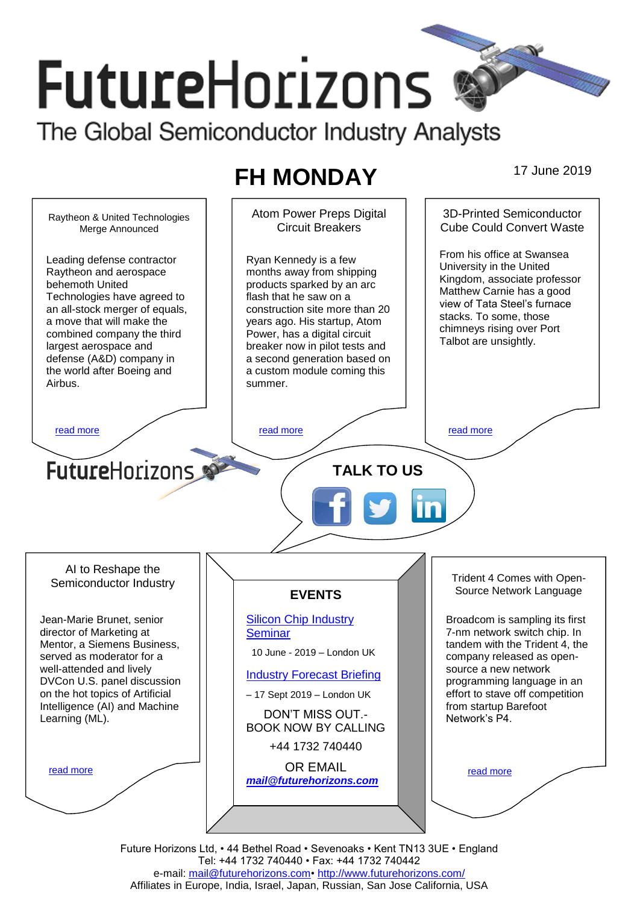# FutureHorizons

The Global Semiconductor Industry Analysts

## FH MONDAY

17 June 2019

### Raytheon & United Technologies Merge Announced

Leading defense contractor Raytheon and aerospace behemoth United Technologies have agreed to an all-stock merger of equals, a move that will make the combined company the third largest aerospace and defense (A&D) company in the world after Boeing and Airbus.

read more

### Atom Power Preps Digital Circuit Breakers

Ryan Kennedy is a few months away from shipping products sparked by an arc flash that he saw on a construction site more than 20 years ago. His startup, Atom Power, has a digital circuit breaker now in pilot tests and a second generation based on a custom module coming this summer.

read more

### 3D-Printed Semiconductor Cube Could Convert Waste

From his office at Swansea University in the United Kingdom, associate professor Matthew Carnie has a good view of Tata Steel's furnace stacks. To some, those chimneys rising over Port Talbot are unsightly.

read more

FutureHorizons

**TALK TO US**

### AI to Reshape the Semiconductor Industry

Jean-Marie Brunet, senior director of Marketing at Mentor, a Siemens Business, served as moderator for a well-attended and lively DVCon U.S. panel discussion on the hot topics of Artificial Intelligence (AI) and Machine Learning (ML).

read more

### EVENTS

Silicon Chip Industry Seminar

10 June - 2019 – London UK

Industry Forecast Briefing

– 17 Sept 2019 – London UK

DON'T MISS OUT.- BOOK NOW BY CALLING

+44 1732 740440

OR EMAIL

***mail@futurehorizons.com***

### Trident 4 Comes with Open-Source Network Language

Broadcom is sampling its first 7-nm network switch chip. In tandem with the Trident 4, the company released as open-source a new network programming language in an effort to stave off competition from startup Barefoot Network's P4.

read more

Future Horizons Ltd, • 44 Bethel Road • Sevenoaks • Kent TN13 3UE • England
Tel: +44 1732 740440 • Fax: +44 1732 740442
e-mail: mail@futurehorizons.com• http://www.futurehorizons.com/
Affiliates in Europe, India, Israel, Japan, Russian, San Jose California, USA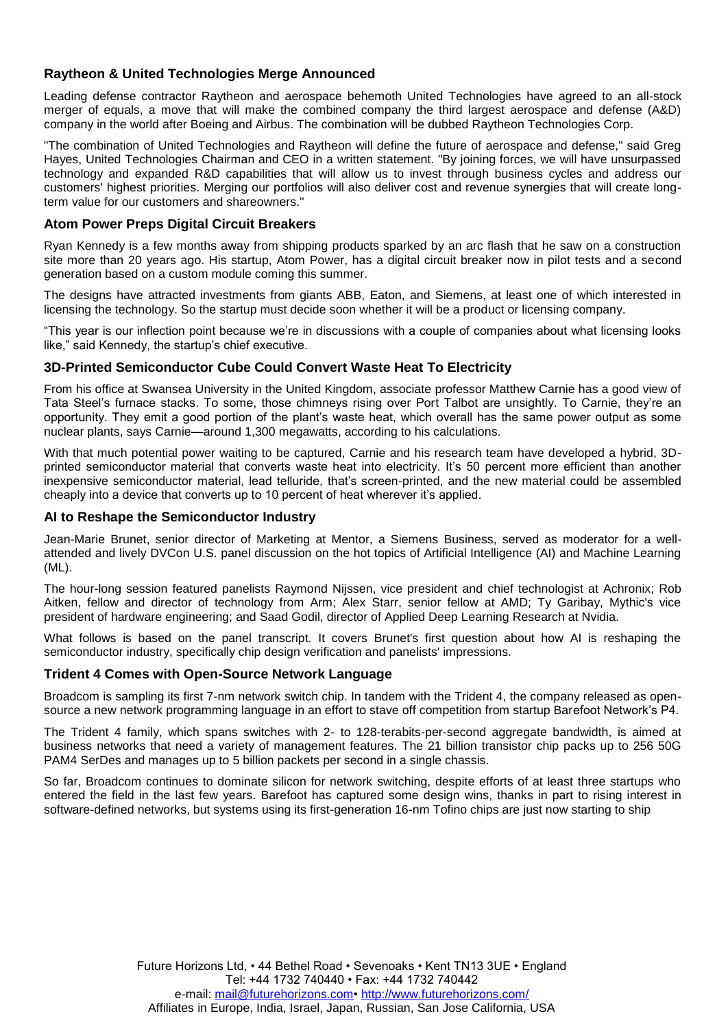### Raytheon & United Technologies Merge Announced

Leading defense contractor Raytheon and aerospace behemoth United Technologies have agreed to an all-stock merger of equals, a move that will make the combined company the third largest aerospace and defense (A&D) company in the world after Boeing and Airbus. The combination will be dubbed Raytheon Technologies Corp.

"The combination of United Technologies and Raytheon will define the future of aerospace and defense," said Greg Hayes, United Technologies Chairman and CEO in a written statement. "By joining forces, we will have unsurpassed technology and expanded R&D capabilities that will allow us to invest through business cycles and address our customers' highest priorities. Merging our portfolios will also deliver cost and revenue synergies that will create long-term value for our customers and shareowners."

### Atom Power Preps Digital Circuit Breakers

Ryan Kennedy is a few months away from shipping products sparked by an arc flash that he saw on a construction site more than 20 years ago. His startup, Atom Power, has a digital circuit breaker now in pilot tests and a second generation based on a custom module coming this summer.

The designs have attracted investments from giants ABB, Eaton, and Siemens, at least one of which interested in licensing the technology. So the startup must decide soon whether it will be a product or licensing company.

"This year is our inflection point because we're in discussions with a couple of companies about what licensing looks like," said Kennedy, the startup's chief executive.

### 3D-Printed Semiconductor Cube Could Convert Waste Heat To Electricity

From his office at Swansea University in the United Kingdom, associate professor Matthew Carnie has a good view of Tata Steel's furnace stacks. To some, those chimneys rising over Port Talbot are unsightly. To Carnie, they're an opportunity. They emit a good portion of the plant's waste heat, which overall has the same power output as some nuclear plants, says Carnie—around 1,300 megawatts, according to his calculations.

With that much potential power waiting to be captured, Carnie and his research team have developed a hybrid, 3D-printed semiconductor material that converts waste heat into electricity. It's 50 percent more efficient than another inexpensive semiconductor material, lead telluride, that's screen-printed, and the new material could be assembled cheaply into a device that converts up to 10 percent of heat wherever it's applied.

### AI to Reshape the Semiconductor Industry

Jean-Marie Brunet, senior director of Marketing at Mentor, a Siemens Business, served as moderator for a well-attended and lively DVCon U.S. panel discussion on the hot topics of Artificial Intelligence (AI) and Machine Learning (ML).

The hour-long session featured panelists Raymond Nijssen, vice president and chief technologist at Achronix; Rob Aitken, fellow and director of technology from Arm; Alex Starr, senior fellow at AMD; Ty Garibay, Mythic's vice president of hardware engineering; and Saad Godil, director of Applied Deep Learning Research at Nvidia.

What follows is based on the panel transcript. It covers Brunet's first question about how AI is reshaping the semiconductor industry, specifically chip design verification and panelists' impressions.

### Trident 4 Comes with Open-Source Network Language

Broadcom is sampling its first 7-nm network switch chip. In tandem with the Trident 4, the company released as open-source a new network programming language in an effort to stave off competition from startup Barefoot Network's P4.

The Trident 4 family, which spans switches with 2- to 128-terabits-per-second aggregate bandwidth, is aimed at business networks that need a variety of management features. The 21 billion transistor chip packs up to 256 50G PAM4 SerDes and manages up to 5 billion packets per second in a single chassis.

So far, Broadcom continues to dominate silicon for network switching, despite efforts of at least three startups who entered the field in the last few years. Barefoot has captured some design wins, thanks in part to rising interest in software-defined networks, but systems using its first-generation 16-nm Tofino chips are just now starting to ship

Future Horizons Ltd, • 44 Bethel Road • Sevenoaks • Kent TN13 3UE • England
Tel: +44 1732 740440 • Fax: +44 1732 740442
e-mail: mail@futurehorizons.com• http://www.futurehorizons.com/
Affiliates in Europe, India, Israel, Japan, Russian, San Jose California, USA